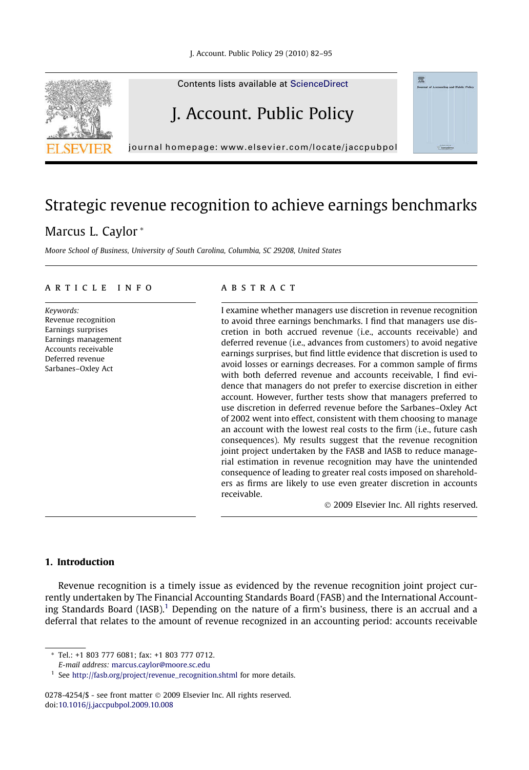# Strategic revenue recognition to achieve earnings benchmarks

Marcus L. Caylor *

*Moore School of Business, University of South Carolina, Columbia, SC 29208, United States*

## ARTICLE INFO

*Keywords:*
Revenue recognition
Earnings surprises
Earnings management
Accounts receivable
Deferred revenue
Sarbanes–Oxley Act

## ABSTRACT

I examine whether managers use discretion in revenue recognition to avoid three earnings benchmarks. I find that managers use discretion in both accrued revenue (i.e., accounts receivable) and deferred revenue (i.e., advances from customers) to avoid negative earnings surprises, but find little evidence that discretion is used to avoid losses or earnings decreases. For a common sample of firms with both deferred revenue and accounts receivable, I find evidence that managers do not prefer to exercise discretion in either account. However, further tests show that managers preferred to use discretion in deferred revenue before the Sarbanes–Oxley Act of 2002 went into effect, consistent with them choosing to manage an account with the lowest real costs to the firm (i.e., future cash consequences). My results suggest that the revenue recognition joint project undertaken by the FASB and IASB to reduce managerial estimation in revenue recognition may have the unintended consequence of leading to greater real costs imposed on shareholders as firms are likely to use even greater discretion in accounts receivable.

© 2009 Elsevier Inc. All rights reserved.

## 1. Introduction

Revenue recognition is a timely issue as evidenced by the revenue recognition joint project currently undertaken by The Financial Accounting Standards Board (FASB) and the International Accounting Standards Board (IASB).[1] Depending on the nature of a firm's business, there is an accrual and a deferral that relates to the amount of revenue recognized in an accounting period: accounts receivable

---

\* Tel.: +1 803 777 6081; fax: +1 803 777 0712.
*E-mail address:* marcus.caylor@moore.sc.edu

[1] See http://fasb.org/project/revenue_recognition.shtml for more details.

0278-4254/$ - see front matter © 2009 Elsevier Inc. All rights reserved.
doi:10.1016/j.jaccpubpol.2009.10.008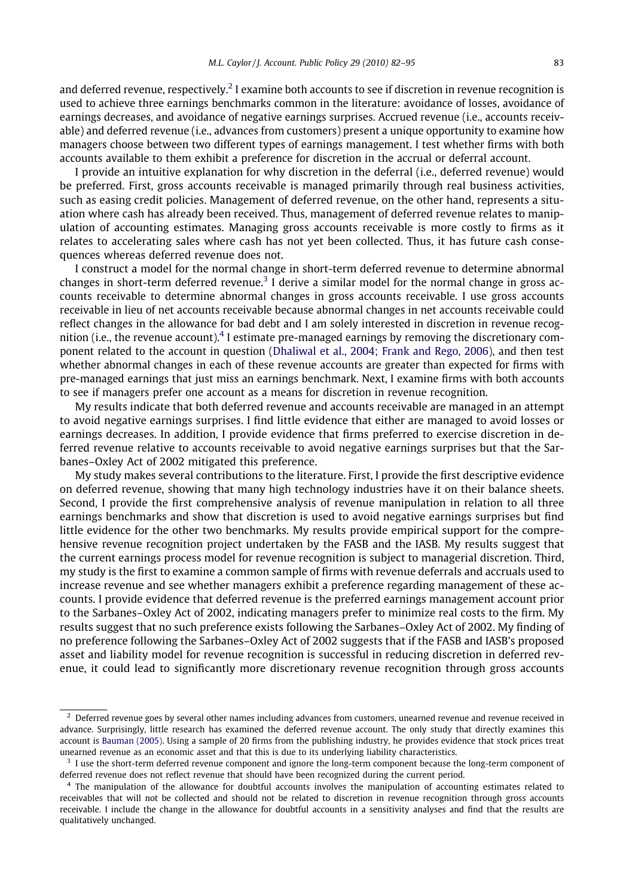and deferred revenue, respectively.[2] I examine both accounts to see if discretion in revenue recognition is used to achieve three earnings benchmarks common in the literature: avoidance of losses, avoidance of earnings decreases, and avoidance of negative earnings surprises. Accrued revenue (i.e., accounts receivable) and deferred revenue (i.e., advances from customers) present a unique opportunity to examine how managers choose between two different types of earnings management. I test whether firms with both accounts available to them exhibit a preference for discretion in the accrual or deferral account.

I provide an intuitive explanation for why discretion in the deferral (i.e., deferred revenue) would be preferred. First, gross accounts receivable is managed primarily through real business activities, such as easing credit policies. Management of deferred revenue, on the other hand, represents a situation where cash has already been received. Thus, management of deferred revenue relates to manipulation of accounting estimates. Managing gross accounts receivable is more costly to firms as it relates to accelerating sales where cash has not yet been collected. Thus, it has future cash consequences whereas deferred revenue does not.

I construct a model for the normal change in short-term deferred revenue to determine abnormal changes in short-term deferred revenue.[3] I derive a similar model for the normal change in gross accounts receivable to determine abnormal changes in gross accounts receivable. I use gross accounts receivable in lieu of net accounts receivable because abnormal changes in net accounts receivable could reflect changes in the allowance for bad debt and I am solely interested in discretion in revenue recognition (i.e., the revenue account).[4] I estimate pre-managed earnings by removing the discretionary component related to the account in question (Dhaliwal et al., 2004; Frank and Rego, 2006), and then test whether abnormal changes in each of these revenue accounts are greater than expected for firms with pre-managed earnings that just miss an earnings benchmark. Next, I examine firms with both accounts to see if managers prefer one account as a means for discretion in revenue recognition.

My results indicate that both deferred revenue and accounts receivable are managed in an attempt to avoid negative earnings surprises. I find little evidence that either are managed to avoid losses or earnings decreases. In addition, I provide evidence that firms preferred to exercise discretion in deferred revenue relative to accounts receivable to avoid negative earnings surprises but that the Sarbanes–Oxley Act of 2002 mitigated this preference.

My study makes several contributions to the literature. First, I provide the first descriptive evidence on deferred revenue, showing that many high technology industries have it on their balance sheets. Second, I provide the first comprehensive analysis of revenue manipulation in relation to all three earnings benchmarks and show that discretion is used to avoid negative earnings surprises but find little evidence for the other two benchmarks. My results provide empirical support for the comprehensive revenue recognition project undertaken by the FASB and the IASB. My results suggest that the current earnings process model for revenue recognition is subject to managerial discretion. Third, my study is the first to examine a common sample of firms with revenue deferrals and accruals used to increase revenue and see whether managers exhibit a preference regarding management of these accounts. I provide evidence that deferred revenue is the preferred earnings management account prior to the Sarbanes–Oxley Act of 2002, indicating managers prefer to minimize real costs to the firm. My results suggest that no such preference exists following the Sarbanes–Oxley Act of 2002. My finding of no preference following the Sarbanes–Oxley Act of 2002 suggests that if the FASB and IASB's proposed asset and liability model for revenue recognition is successful in reducing discretion in deferred revenue, it could lead to significantly more discretionary revenue recognition through gross accounts

---

[2] Deferred revenue goes by several other names including advances from customers, unearned revenue and revenue received in advance. Surprisingly, little research has examined the deferred revenue account. The only study that directly examines this account is Bauman (2005). Using a sample of 20 firms from the publishing industry, he provides evidence that stock prices treat unearned revenue as an economic asset and that this is due to its underlying liability characteristics.

[3] I use the short-term deferred revenue component and ignore the long-term component because the long-term component of deferred revenue does not reflect revenue that should have been recognized during the current period.

[4] The manipulation of the allowance for doubtful accounts involves the manipulation of accounting estimates related to receivables that will not be collected and should not be related to discretion in revenue recognition through gross accounts receivable. I include the change in the allowance for doubtful accounts in a sensitivity analyses and find that the results are qualitatively unchanged.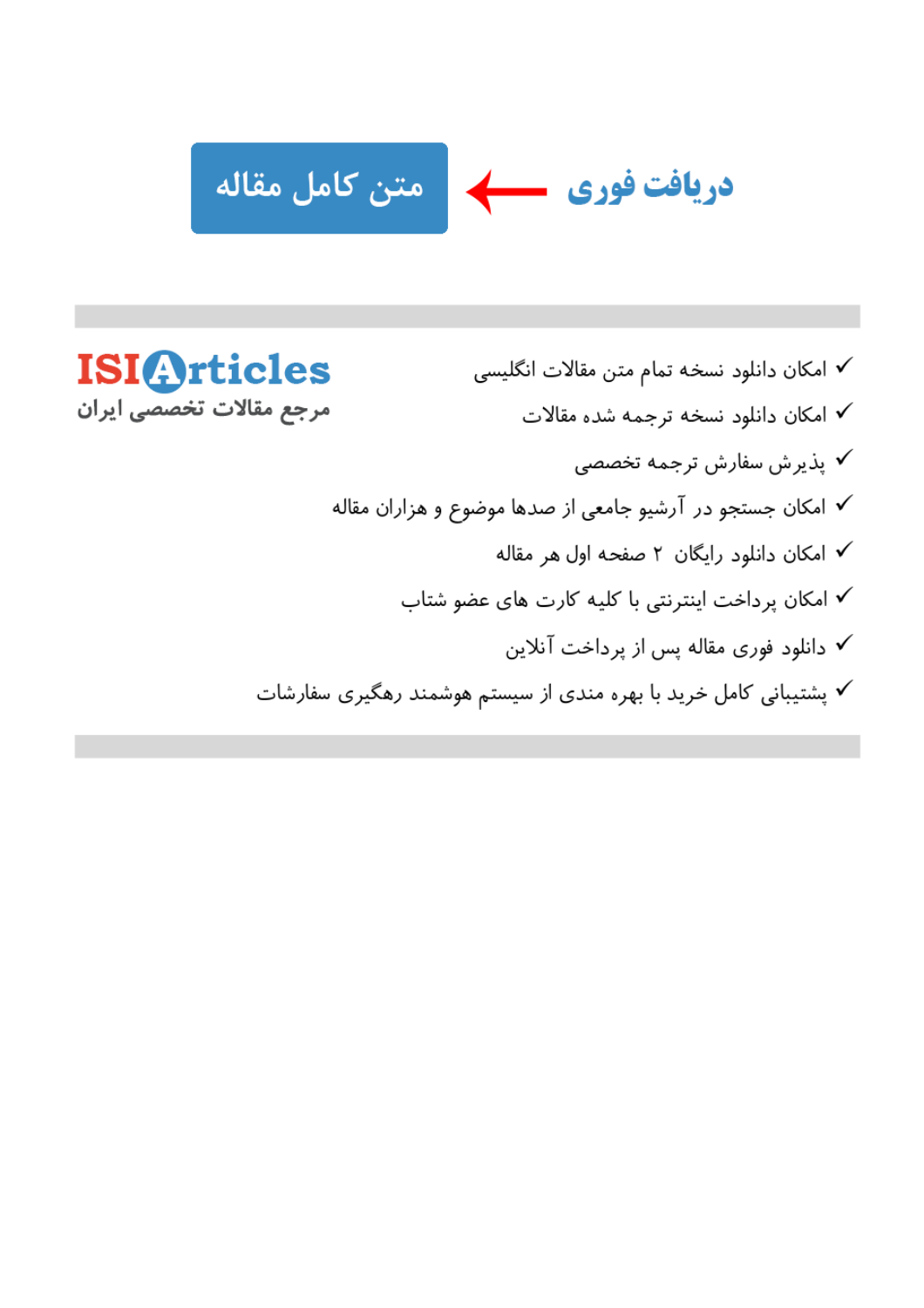دریافت فوری ← **متن کامل مقاله**

**ISIArticles**
مرجع مقالات تخصصی ایران

- ✓ امکان دانلود نسخه تمام متن مقالات انگلیسی
- ✓ امکان دانلود نسخه ترجمه شده مقالات
- ✓ پذیرش سفارش ترجمه تخصصی
- ✓ امکان جستجو در آرشیو جامعی از صدها موضوع و هزاران مقاله
- ✓ امکان دانلود رایگان ۲ صفحه اول هر مقاله
- ✓ امکان پرداخت اینترنتی با کلیه کارت های عضو شتاب
- ✓ دانلود فوری مقاله پس از پرداخت آنلاین
- ✓ پشتیبانی کامل خرید با بهره مندی از سیستم هوشمند رهگیری سفارشات